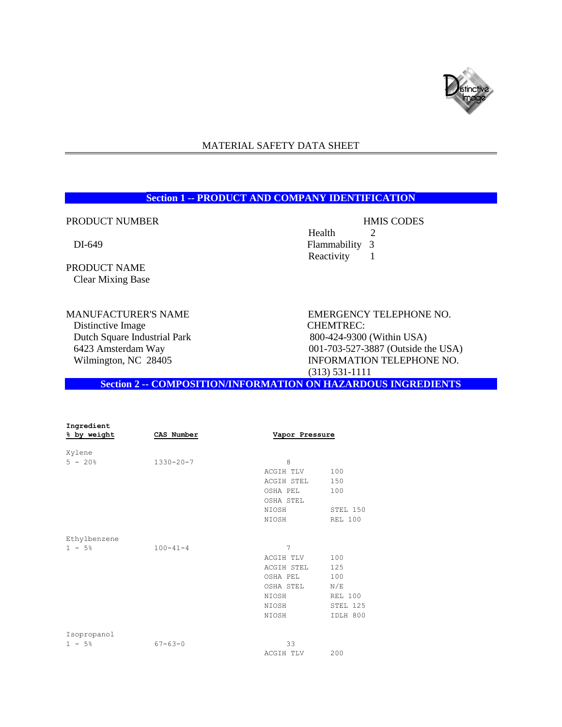# MATERIAL SAFETY DATA SHEET

## Section 1 -- PRODUCT AND COMPANY IDENTIFICATION

PRODUCT NUMBER

DI-649

PRODUCT NAME

Clear Mixing Base

HMIS CODES

| | |
|---|---|
| Health | 2 |
| Flammability | 3 |
| Reactivity | 1 |

MANUFACTURER'S NAME

Distinctive Image
Dutch Square Industrial Park
6423 Amsterdam Way
Wilmington, NC 28405

EMERGENCY TELEPHONE NO.

CHEMTREC:
800-424-9300 (Within USA)
001-703-527-3887 (Outside the USA)

INFORMATION TELEPHONE NO.

(313) 531-1111

## Section 2 -- COMPOSITION/INFORMATION ON HAZARDOUS INGREDIENTS

| Ingredient<br>% by weight | CAS Number | Vapor Pressure | |
|---|---|---|---|
| Xylene<br>5 - 20% | 1330-20-7 | 8 | |
| | | ACGIH TLV | 100 |
| | | ACGIH STEL | 150 |
| | | OSHA PEL | 100 |
| | | OSHA STEL | |
| | | NIOSH | STEL 150 |
| | | NIOSH | REL 100 |
| Ethylbenzene<br>1 - 5% | 100-41-4 | 7 | |
| | | ACGIH TLV | 100 |
| | | ACGIH STEL | 125 |
| | | OSHA PEL | 100 |
| | | OSHA STEL | N/E |
| | | NIOSH | REL 100 |
| | | NIOSH | STEL 125 |
| | | NIOSH | IDLH 800 |
| Isopropanol<br>1 - 5% | 67-63-0 | 33 | |
| | | ACGIH TLV | 200 |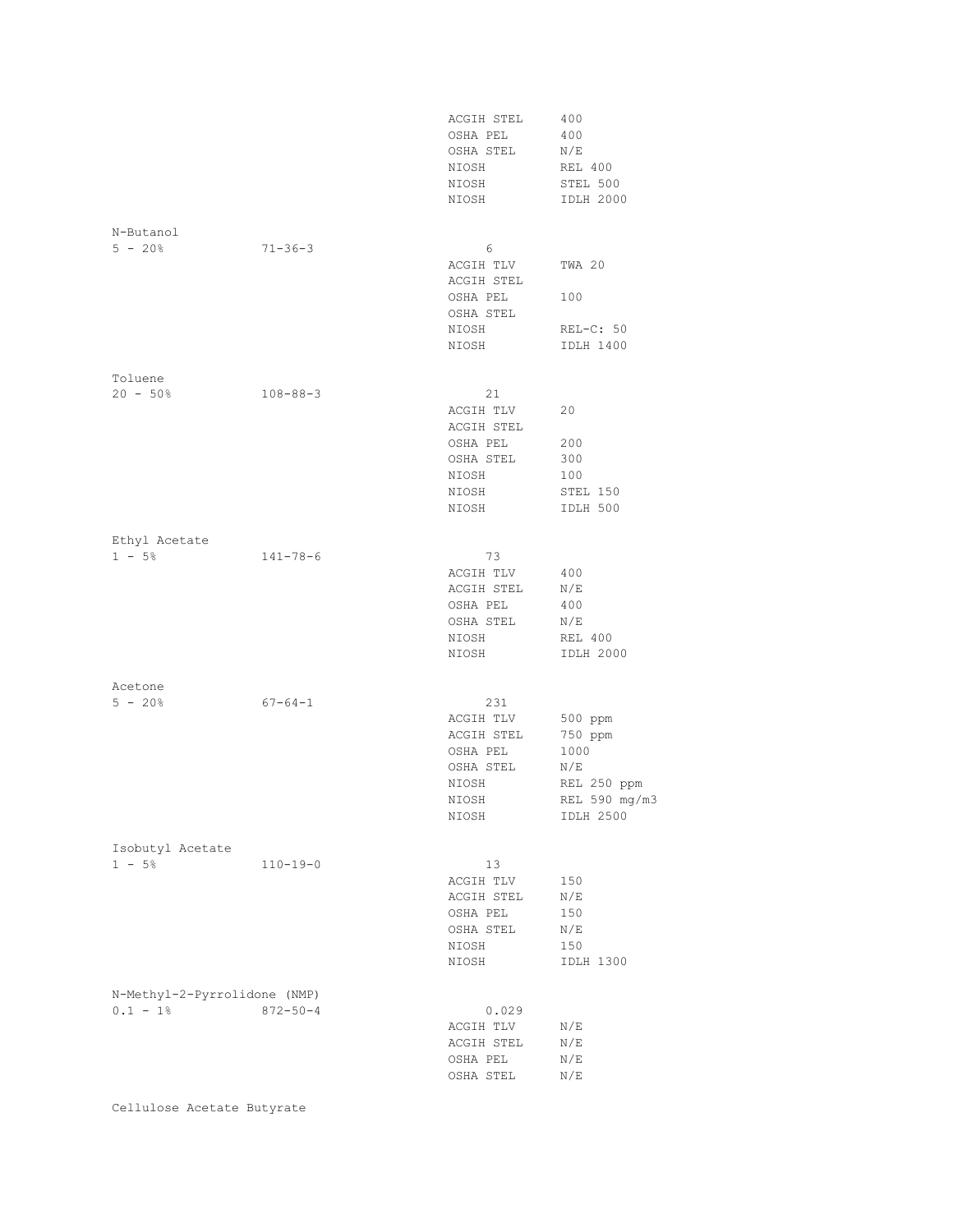| | | | |
|---|---|---|---|
| | | ACGIH STEL | 400 |
| | | OSHA PEL | 400 |
| | | OSHA STEL | N/E |
| | | NIOSH | REL 400 |
| | | NIOSH | STEL 500 |
| | | NIOSH | IDLH 2000 |

N-Butanol

| | | | |
|---|---|---|---|
| 5 - 20% | 71-36-3 | 6 | |
| | | ACGIH TLV | TWA 20 |
| | | ACGIH STEL | |
| | | OSHA PEL | 100 |
| | | OSHA STEL | |
| | | NIOSH | REL-C: 50 |
| | | NIOSH | IDLH 1400 |

Toluene

| | | | |
|---|---|---|---|
| 20 - 50% | 108-88-3 | 21 | |
| | | ACGIH TLV | 20 |
| | | ACGIH STEL | |
| | | OSHA PEL | 200 |
| | | OSHA STEL | 300 |
| | | NIOSH | 100 |
| | | NIOSH | STEL 150 |
| | | NIOSH | IDLH 500 |

Ethyl Acetate

| | | | |
|---|---|---|---|
| 1 - 5% | 141-78-6 | 73 | |
| | | ACGIH TLV | 400 |
| | | ACGIH STEL | N/E |
| | | OSHA PEL | 400 |
| | | OSHA STEL | N/E |
| | | NIOSH | REL 400 |
| | | NIOSH | IDLH 2000 |

Acetone

| | | | |
|---|---|---|---|
| 5 - 20% | 67-64-1 | 231 | |
| | | ACGIH TLV | 500 ppm |
| | | ACGIH STEL | 750 ppm |
| | | OSHA PEL | 1000 |
| | | OSHA STEL | N/E |
| | | NIOSH | REL 250 ppm |
| | | NIOSH | REL 590 mg/m3 |
| | | NIOSH | IDLH 2500 |

Isobutyl Acetate

| | | | |
|---|---|---|---|
| 1 - 5% | 110-19-0 | 13 | |
| | | ACGIH TLV | 150 |
| | | ACGIH STEL | N/E |
| | | OSHA PEL | 150 |
| | | OSHA STEL | N/E |
| | | NIOSH | 150 |
| | | NIOSH | IDLH 1300 |

N-Methyl-2-Pyrrolidone (NMP)

| | | | |
|---|---|---|---|
| 0.1 - 1% | 872-50-4 | 0.029 | |
| | | ACGIH TLV | N/E |
| | | ACGIH STEL | N/E |
| | | OSHA PEL | N/E |
| | | OSHA STEL | N/E |

Cellulose Acetate Butyrate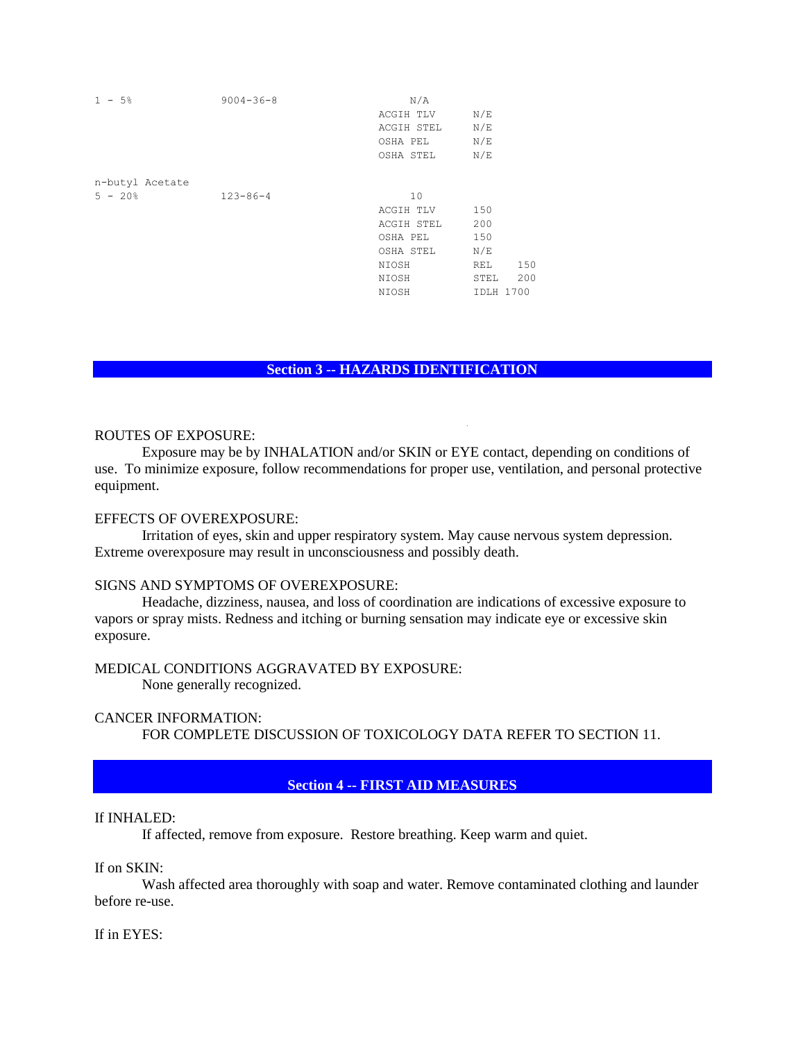| | | | |
|---|---|---|---|
| 1 - 5% | 9004-36-8 | N/A | |
| | | ACGIH TLV | N/E |
| | | ACGIH STEL | N/E |
| | | OSHA PEL | N/E |
| | | OSHA STEL | N/E |
| n-butyl Acetate | | | |
| 5 - 20% | 123-86-4 | 10 | |
| | | ACGIH TLV | 150 |
| | | ACGIH STEL | 200 |
| | | OSHA PEL | 150 |
| | | OSHA STEL | N/E |
| | | NIOSH | REL 150 |
| | | NIOSH | STEL 200 |
| | | NIOSH | IDLH 1700 |

## Section 3 -- HAZARDS IDENTIFICATION

ROUTES OF EXPOSURE:

Exposure may be by INHALATION and/or SKIN or EYE contact, depending on conditions of use. To minimize exposure, follow recommendations for proper use, ventilation, and personal protective equipment.

EFFECTS OF OVEREXPOSURE:

Irritation of eyes, skin and upper respiratory system. May cause nervous system depression. Extreme overexposure may result in unconsciousness and possibly death.

SIGNS AND SYMPTOMS OF OVEREXPOSURE:

Headache, dizziness, nausea, and loss of coordination are indications of excessive exposure to vapors or spray mists. Redness and itching or burning sensation may indicate eye or excessive skin exposure.

MEDICAL CONDITIONS AGGRAVATED BY EXPOSURE:

None generally recognized.

CANCER INFORMATION:

FOR COMPLETE DISCUSSION OF TOXICOLOGY DATA REFER TO SECTION 11.

## Section 4 -- FIRST AID MEASURES

If INHALED:

If affected, remove from exposure. Restore breathing. Keep warm and quiet.

If on SKIN:

Wash affected area thoroughly with soap and water. Remove contaminated clothing and launder before re-use.

If in EYES: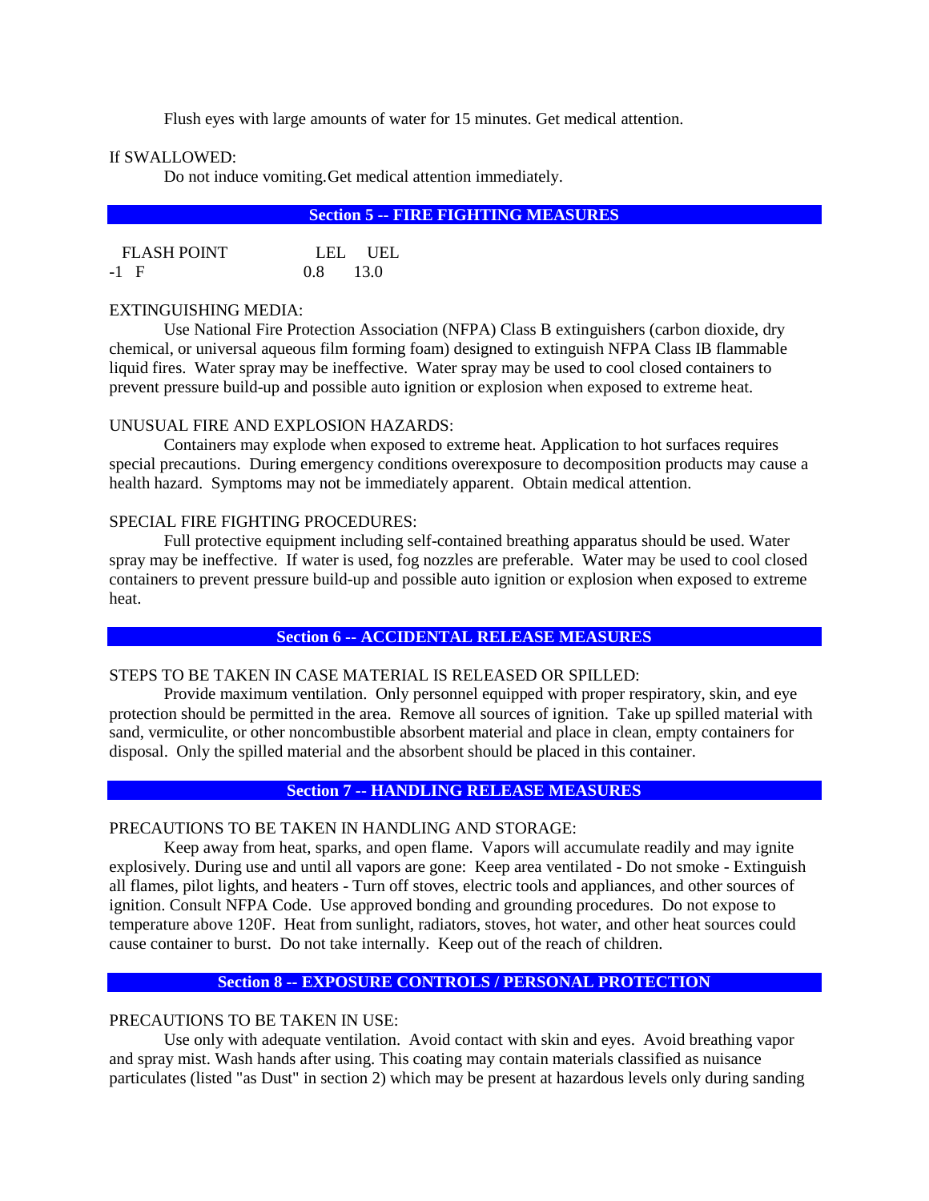Flush eyes with large amounts of water for 15 minutes. Get medical attention.

If SWALLOWED:

Do not induce vomiting.Get medical attention immediately.

## Section 5 -- FIRE FIGHTING MEASURES

| FLASH POINT | LEL | UEL |
|---|---|---|
| -1 F | 0.8 | 13.0 |

EXTINGUISHING MEDIA:

Use National Fire Protection Association (NFPA) Class B extinguishers (carbon dioxide, dry chemical, or universal aqueous film forming foam) designed to extinguish NFPA Class IB flammable liquid fires. Water spray may be ineffective. Water spray may be used to cool closed containers to prevent pressure build-up and possible auto ignition or explosion when exposed to extreme heat.

UNUSUAL FIRE AND EXPLOSION HAZARDS:

Containers may explode when exposed to extreme heat. Application to hot surfaces requires special precautions. During emergency conditions overexposure to decomposition products may cause a health hazard. Symptoms may not be immediately apparent. Obtain medical attention.

SPECIAL FIRE FIGHTING PROCEDURES:

Full protective equipment including self-contained breathing apparatus should be used. Water spray may be ineffective. If water is used, fog nozzles are preferable. Water may be used to cool closed containers to prevent pressure build-up and possible auto ignition or explosion when exposed to extreme heat.

## Section 6 -- ACCIDENTAL RELEASE MEASURES

STEPS TO BE TAKEN IN CASE MATERIAL IS RELEASED OR SPILLED:

Provide maximum ventilation. Only personnel equipped with proper respiratory, skin, and eye protection should be permitted in the area. Remove all sources of ignition. Take up spilled material with sand, vermiculite, or other noncombustible absorbent material and place in clean, empty containers for disposal. Only the spilled material and the absorbent should be placed in this container.

## Section 7 -- HANDLING RELEASE MEASURES

PRECAUTIONS TO BE TAKEN IN HANDLING AND STORAGE:

Keep away from heat, sparks, and open flame. Vapors will accumulate readily and may ignite explosively. During use and until all vapors are gone: Keep area ventilated - Do not smoke - Extinguish all flames, pilot lights, and heaters - Turn off stoves, electric tools and appliances, and other sources of ignition. Consult NFPA Code. Use approved bonding and grounding procedures. Do not expose to temperature above 120F. Heat from sunlight, radiators, stoves, hot water, and other heat sources could cause container to burst. Do not take internally. Keep out of the reach of children.

## Section 8 -- EXPOSURE CONTROLS / PERSONAL PROTECTION

PRECAUTIONS TO BE TAKEN IN USE:

Use only with adequate ventilation. Avoid contact with skin and eyes. Avoid breathing vapor and spray mist. Wash hands after using. This coating may contain materials classified as nuisance particulates (listed "as Dust" in section 2) which may be present at hazardous levels only during sanding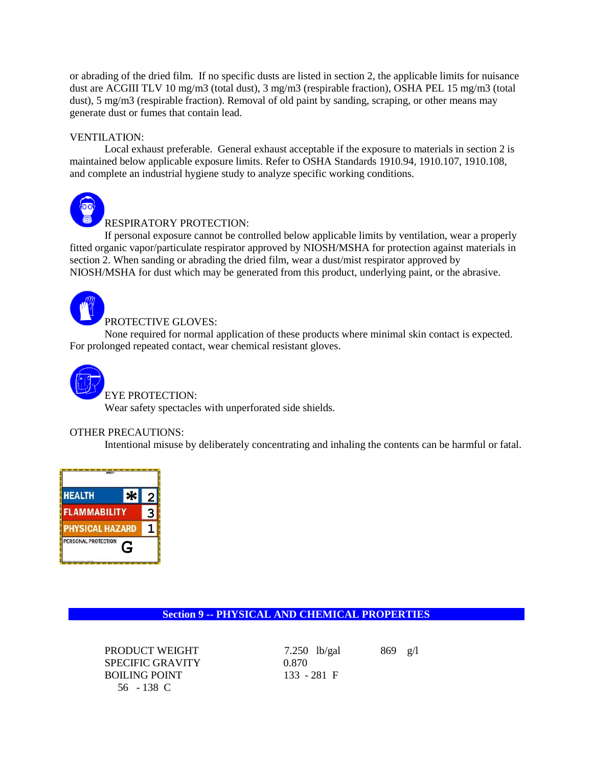or abrading of the dried film. If no specific dusts are listed in section 2, the applicable limits for nuisance dust are ACGIII TLV 10 mg/m3 (total dust), 3 mg/m3 (respirable fraction), OSHA PEL 15 mg/m3 (total dust), 5 mg/m3 (respirable fraction). Removal of old paint by sanding, scraping, or other means may generate dust or fumes that contain lead.

VENTILATION:

Local exhaust preferable. General exhaust acceptable if the exposure to materials in section 2 is maintained below applicable exposure limits. Refer to OSHA Standards 1910.94, 1910.107, 1910.108, and complete an industrial hygiene study to analyze specific working conditions.

RESPIRATORY PROTECTION:

If personal exposure cannot be controlled below applicable limits by ventilation, wear a properly fitted organic vapor/particulate respirator approved by NIOSH/MSHA for protection against materials in section 2. When sanding or abrading the dried film, wear a dust/mist respirator approved by NIOSH/MSHA for dust which may be generated from this product, underlying paint, or the abrasive.

PROTECTIVE GLOVES:

None required for normal application of these products where minimal skin contact is expected. For prolonged repeated contact, wear chemical resistant gloves.

EYE PROTECTION:

Wear safety spectacles with unperforated side shields.

OTHER PRECAUTIONS:

Intentional misuse by deliberately concentrating and inhaling the contents can be harmful or fatal.

| HMIS | | |
|---|---|---|
| HEALTH | * | 2 |
| FLAMMABILITY | | 3 |
| PHYSICAL HAZARD | | 1 |
| PERSONAL PROTECTION | G | |

## Section 9 -- PHYSICAL AND CHEMICAL PROPERTIES

| | | |
|---|---|---|
| PRODUCT WEIGHT | 7.250 lb/gal | 869 g/l |
| SPECIFIC GRAVITY | 0.870 | |
| BOILING POINT | 133 - 281 F | |
| 56 - 138 C | | |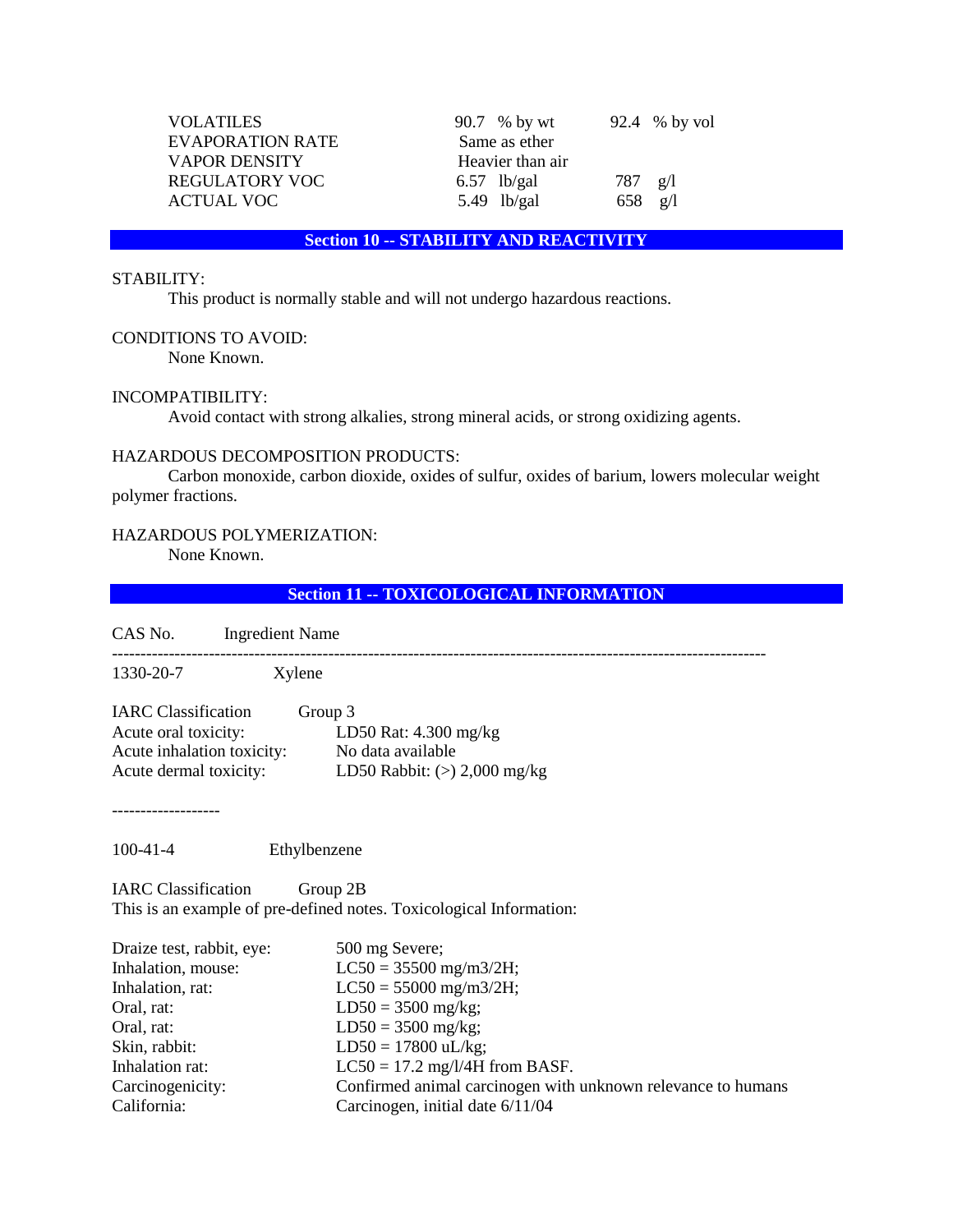| | | |
|---|---|---|
| VOLATILES | 90.7 % by wt | 92.4 % by vol |
| EVAPORATION RATE | Same as ether | |
| VAPOR DENSITY | Heavier than air | |
| REGULATORY VOC | 6.57 lb/gal | 787 g/l |
| ACTUAL VOC | 5.49 lb/gal | 658 g/l |

## Section 10 -- STABILITY AND REACTIVITY

STABILITY:
This product is normally stable and will not undergo hazardous reactions.

CONDITIONS TO AVOID:
None Known.

INCOMPATIBILITY:
Avoid contact with strong alkalies, strong mineral acids, or strong oxidizing agents.

HAZARDOUS DECOMPOSITION PRODUCTS:
Carbon monoxide, carbon dioxide, oxides of sulfur, oxides of barium, lowers molecular weight polymer fractions.

HAZARDOUS POLYMERIZATION:
None Known.

## Section 11 -- TOXICOLOGICAL INFORMATION

| CAS No. | Ingredient Name |
|---|---|
| 1330-20-7 | Xylene |

| | |
|---|---|
| IARC Classification | Group 3 |
| Acute oral toxicity: | LD50 Rat: 4.300 mg/kg |
| Acute inhalation toxicity: | No data available |
| Acute dermal toxicity: | LD50 Rabbit: (>) 2,000 mg/kg |

-------------------

100-41-4 Ethylbenzene

IARC Classification Group 2B
This is an example of pre-defined notes. Toxicological Information:

| | |
|---|---|
| Draize test, rabbit, eye: | 500 mg Severe; |
| Inhalation, mouse: | LC50 = 35500 mg/m3/2H; |
| Inhalation, rat: | LC50 = 55000 mg/m3/2H; |
| Oral, rat: | LD50 = 3500 mg/kg; |
| Oral, rat: | LD50 = 3500 mg/kg; |
| Skin, rabbit: | LD50 = 17800 uL/kg; |
| Inhalation rat: | LC50 = 17.2 mg/l/4H from BASF. |
| Carcinogenicity: | Confirmed animal carcinogen with unknown relevance to humans |
| California: | Carcinogen, initial date 6/11/04 |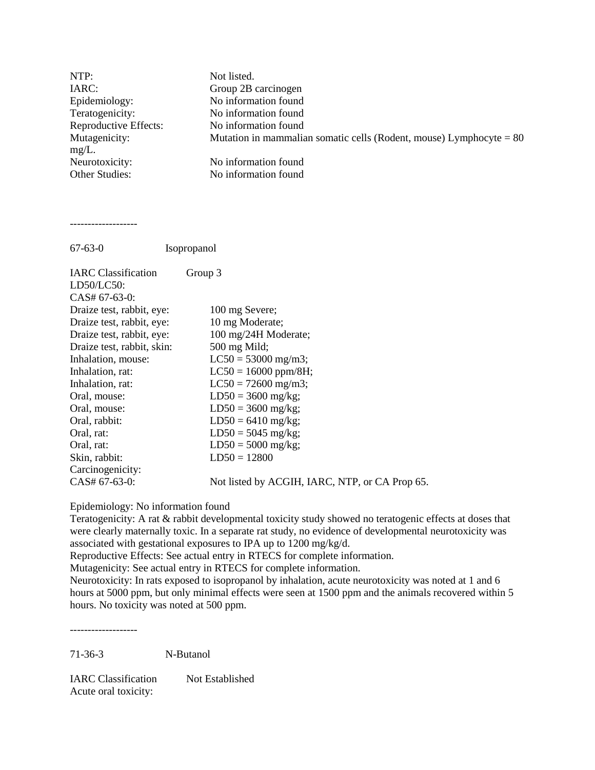NTP: Not listed.
IARC: Group 2B carcinogen
Epidemiology: No information found
Teratogenicity: No information found
Reproductive Effects: No information found
Mutagenicity: Mutation in mammalian somatic cells (Rodent, mouse) Lymphocyte = 80 mg/L.
Neurotoxicity: No information found
Other Studies: No information found

-------------------

67-63-0 Isopropanol

IARC Classification Group 3
LD50/LC50:
CAS# 67-63-0:

| | |
|---|---|
| Draize test, rabbit, eye: | 100 mg Severe; |
| Draize test, rabbit, eye: | 10 mg Moderate; |
| Draize test, rabbit, eye: | 100 mg/24H Moderate; |
| Draize test, rabbit, skin: | 500 mg Mild; |
| Inhalation, mouse: | LC50 = 53000 mg/m3; |
| Inhalation, rat: | LC50 = 16000 ppm/8H; |
| Inhalation, rat: | LC50 = 72600 mg/m3; |
| Oral, mouse: | LD50 = 3600 mg/kg; |
| Oral, mouse: | LD50 = 3600 mg/kg; |
| Oral, rabbit: | LD50 = 6410 mg/kg; |
| Oral, rat: | LD50 = 5045 mg/kg; |
| Oral, rat: | LD50 = 5000 mg/kg; |
| Skin, rabbit: | LD50 = 12800 |

Carcinogenicity:
CAS# 67-63-0: Not listed by ACGIH, IARC, NTP, or CA Prop 65.

Epidemiology: No information found
Teratogenicity: A rat & rabbit developmental toxicity study showed no teratogenic effects at doses that were clearly maternally toxic. In a separate rat study, no evidence of developmental neurotoxicity was associated with gestational exposures to IPA up to 1200 mg/kg/d.
Reproductive Effects: See actual entry in RTECS for complete information.
Mutagenicity: See actual entry in RTECS for complete information.
Neurotoxicity: In rats exposed to isopropanol by inhalation, acute neurotoxicity was noted at 1 and 6 hours at 5000 ppm, but only minimal effects were seen at 1500 ppm and the animals recovered within 5 hours. No toxicity was noted at 500 ppm.

-------------------

71-36-3 N-Butanol

IARC Classification Not Established
Acute oral toxicity: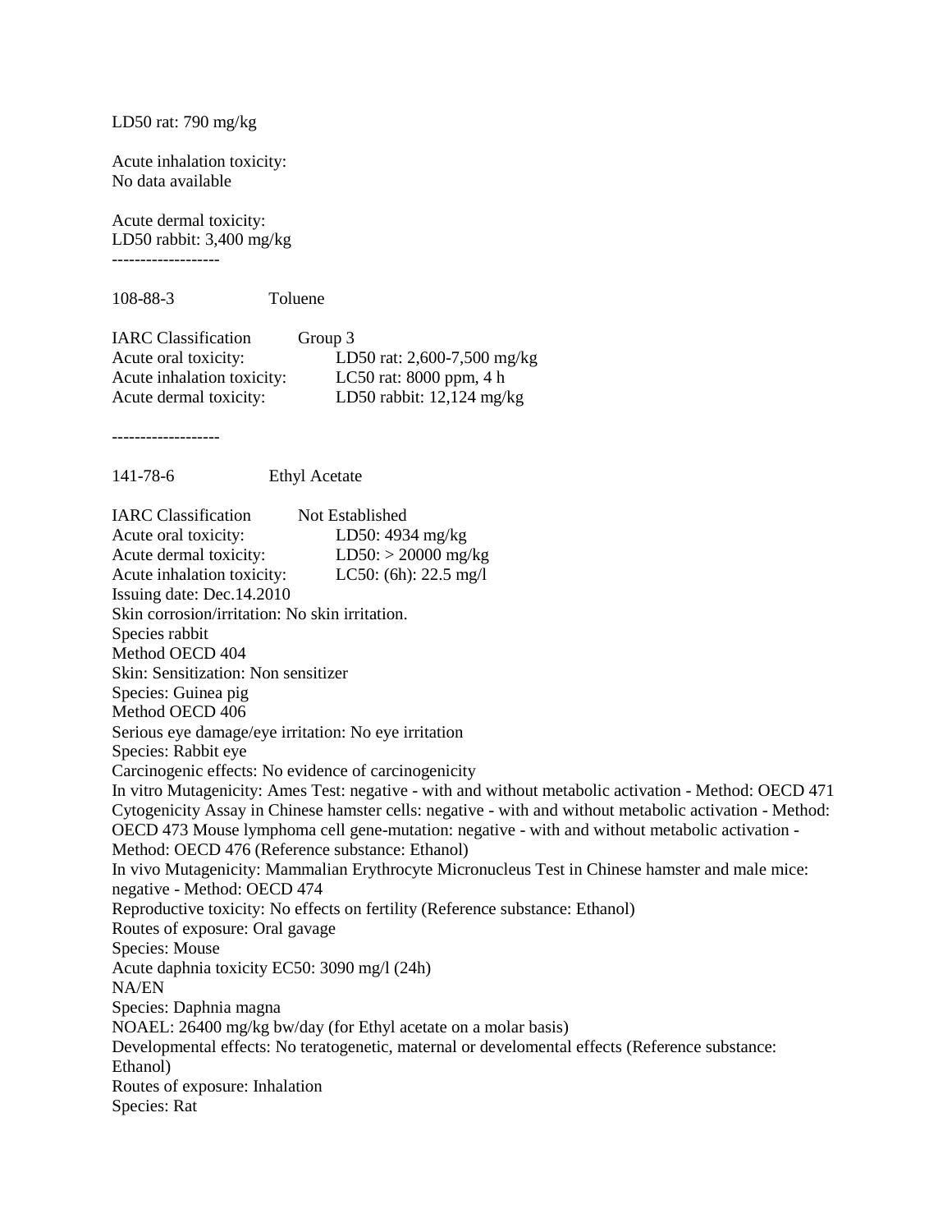LD50 rat: 790 mg/kg

Acute inhalation toxicity:
No data available

Acute dermal toxicity:
LD50 rabbit: 3,400 mg/kg

-------------------

108-88-3 Toluene

| | |
|---|---|
| IARC Classification | Group 3 |
| Acute oral toxicity: | LD50 rat: 2,600-7,500 mg/kg |
| Acute inhalation toxicity: | LC50 rat: 8000 ppm, 4 h |
| Acute dermal toxicity: | LD50 rabbit: 12,124 mg/kg |

-------------------

141-78-6 Ethyl Acetate

| | |
|---|---|
| IARC Classification | Not Established |
| Acute oral toxicity: | LD50: 4934 mg/kg |
| Acute dermal toxicity: | LD50: > 20000 mg/kg |
| Acute inhalation toxicity: | LC50: (6h): 22.5 mg/l |

Issuing date: Dec.14.2010
Skin corrosion/irritation: No skin irritation.
Species rabbit
Method OECD 404
Skin: Sensitization: Non sensitizer
Species: Guinea pig
Method OECD 406
Serious eye damage/eye irritation: No eye irritation
Species: Rabbit eye
Carcinogenic effects: No evidence of carcinogenicity
In vitro Mutagenicity: Ames Test: negative - with and without metabolic activation - Method: OECD 471
Cytogenicity Assay in Chinese hamster cells: negative - with and without metabolic activation - Method: OECD 473 Mouse lymphoma cell gene-mutation: negative - with and without metabolic activation - Method: OECD 476 (Reference substance: Ethanol)
In vivo Mutagenicity: Mammalian Erythrocyte Micronucleus Test in Chinese hamster and male mice: negative - Method: OECD 474
Reproductive toxicity: No effects on fertility (Reference substance: Ethanol)
Routes of exposure: Oral gavage
Species: Mouse
Acute daphnia toxicity EC50: 3090 mg/l (24h)
NA/EN
Species: Daphnia magna
NOAEL: 26400 mg/kg bw/day (for Ethyl acetate on a molar basis)
Developmental effects: No teratogenetic, maternal or develomental effects (Reference substance: Ethanol)
Routes of exposure: Inhalation
Species: Rat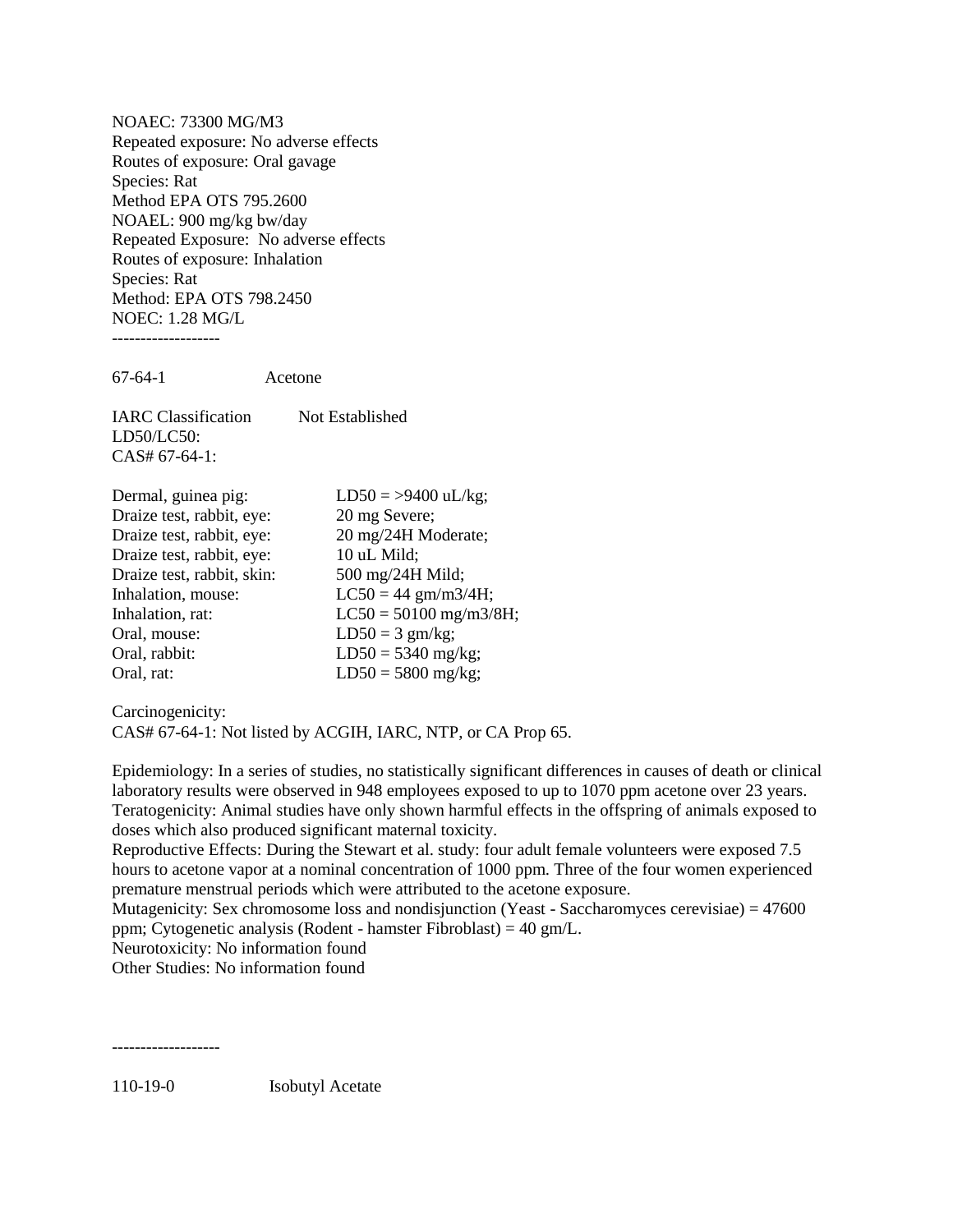NOAEC: 73300 MG/M3
Repeated exposure: No adverse effects
Routes of exposure: Oral gavage
Species: Rat
Method EPA OTS 795.2600
NOAEL: 900 mg/kg bw/day
Repeated Exposure:  No adverse effects
Routes of exposure: Inhalation
Species: Rat
Method: EPA OTS 798.2450
NOEC: 1.28 MG/L

-------------------

67-64-1 Acetone

IARC Classification Not Established
LD50/LC50:
CAS# 67-64-1:

| | |
|---|---|
| Dermal, guinea pig: | LD50 = >9400 uL/kg; |
| Draize test, rabbit, eye: | 20 mg Severe; |
| Draize test, rabbit, eye: | 20 mg/24H Moderate; |
| Draize test, rabbit, eye: | 10 uL Mild; |
| Draize test, rabbit, skin: | 500 mg/24H Mild; |
| Inhalation, mouse: | LC50 = 44 gm/m3/4H; |
| Inhalation, rat: | LC50 = 50100 mg/m3/8H; |
| Oral, mouse: | LD50 = 3 gm/kg; |
| Oral, rabbit: | LD50 = 5340 mg/kg; |
| Oral, rat: | LD50 = 5800 mg/kg; |

Carcinogenicity:
CAS# 67-64-1: Not listed by ACGIH, IARC, NTP, or CA Prop 65.

Epidemiology: In a series of studies, no statistically significant differences in causes of death or clinical laboratory results were observed in 948 employees exposed to up to 1070 ppm acetone over 23 years.
Teratogenicity: Animal studies have only shown harmful effects in the offspring of animals exposed to doses which also produced significant maternal toxicity.
Reproductive Effects: During the Stewart et al. study: four adult female volunteers were exposed 7.5 hours to acetone vapor at a nominal concentration of 1000 ppm. Three of the four women experienced premature menstrual periods which were attributed to the acetone exposure.
Mutagenicity: Sex chromosome loss and nondisjunction (Yeast - Saccharomyces cerevisiae) = 47600 ppm; Cytogenetic analysis (Rodent - hamster Fibroblast) = 40 gm/L.
Neurotoxicity: No information found
Other Studies: No information found

-------------------

110-19-0 Isobutyl Acetate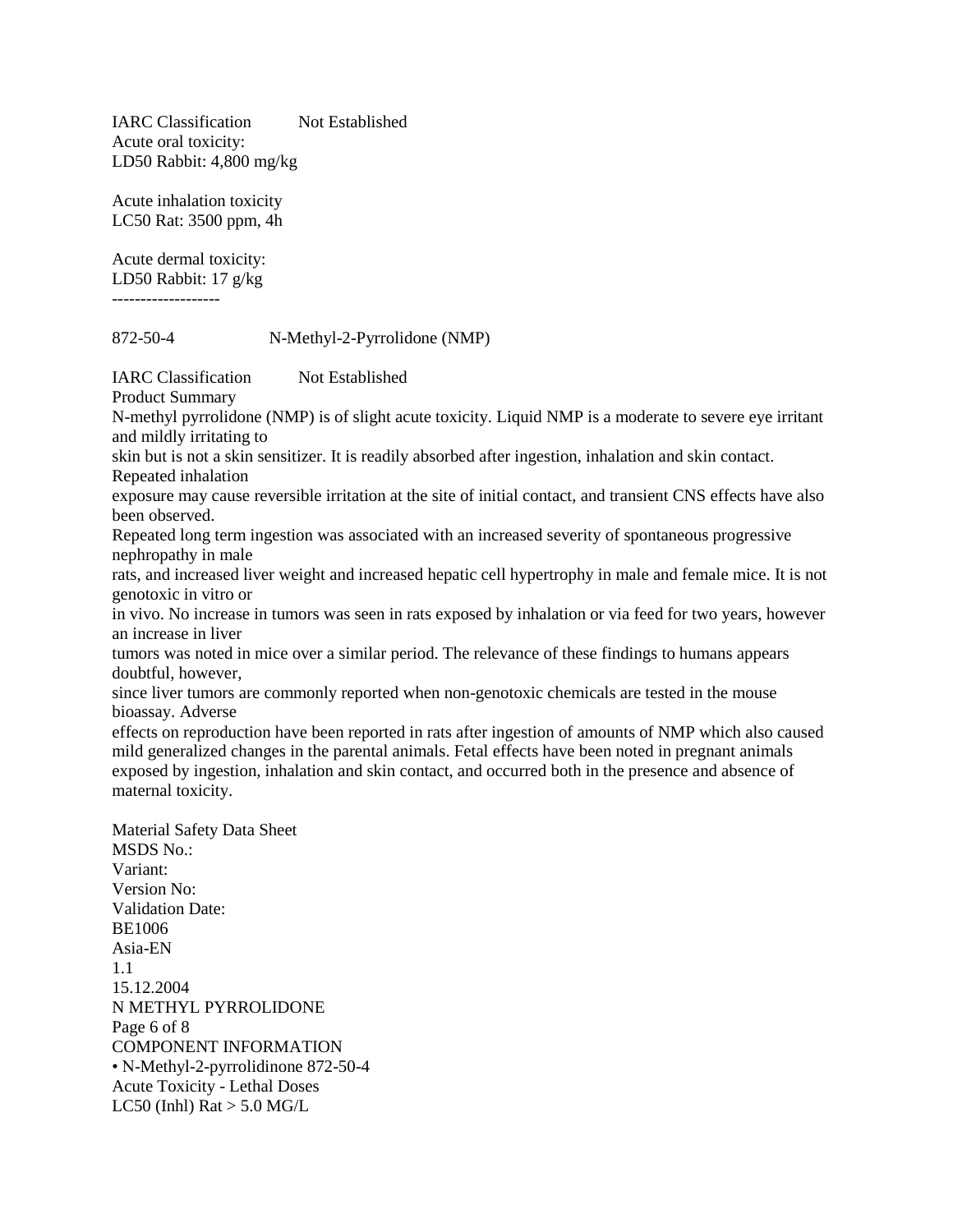IARC Classification Not Established
Acute oral toxicity:
LD50 Rabbit: 4,800 mg/kg

Acute inhalation toxicity
LC50 Rat: 3500 ppm, 4h

Acute dermal toxicity:
LD50 Rabbit: 17 g/kg
-------------------

872-50-4 N-Methyl-2-Pyrrolidone (NMP)

IARC Classification Not Established
Product Summary
N-methyl pyrrolidone (NMP) is of slight acute toxicity. Liquid NMP is a moderate to severe eye irritant and mildly irritating to skin but is not a skin sensitizer. It is readily absorbed after ingestion, inhalation and skin contact. Repeated inhalation exposure may cause reversible irritation at the site of initial contact, and transient CNS effects have also been observed.
Repeated long term ingestion was associated with an increased severity of spontaneous progressive nephropathy in male rats, and increased liver weight and increased hepatic cell hypertrophy in male and female mice. It is not genotoxic in vitro or in vivo. No increase in tumors was seen in rats exposed by inhalation or via feed for two years, however an increase in liver tumors was noted in mice over a similar period. The relevance of these findings to humans appears doubtful, however, since liver tumors are commonly reported when non-genotoxic chemicals are tested in the mouse bioassay. Adverse effects on reproduction have been reported in rats after ingestion of amounts of NMP which also caused mild generalized changes in the parental animals. Fetal effects have been noted in pregnant animals exposed by ingestion, inhalation and skin contact, and occurred both in the presence and absence of maternal toxicity.

Material Safety Data Sheet
MSDS No.:
Variant:
Version No:
Validation Date:
BE1006
Asia-EN
1.1
15.12.2004
N METHYL PYRROLIDONE

COMPONENT INFORMATION
• N-Methyl-2-pyrrolidinone 872-50-4
Acute Toxicity - Lethal Doses
LC50 (Inhl) Rat > 5.0 MG/L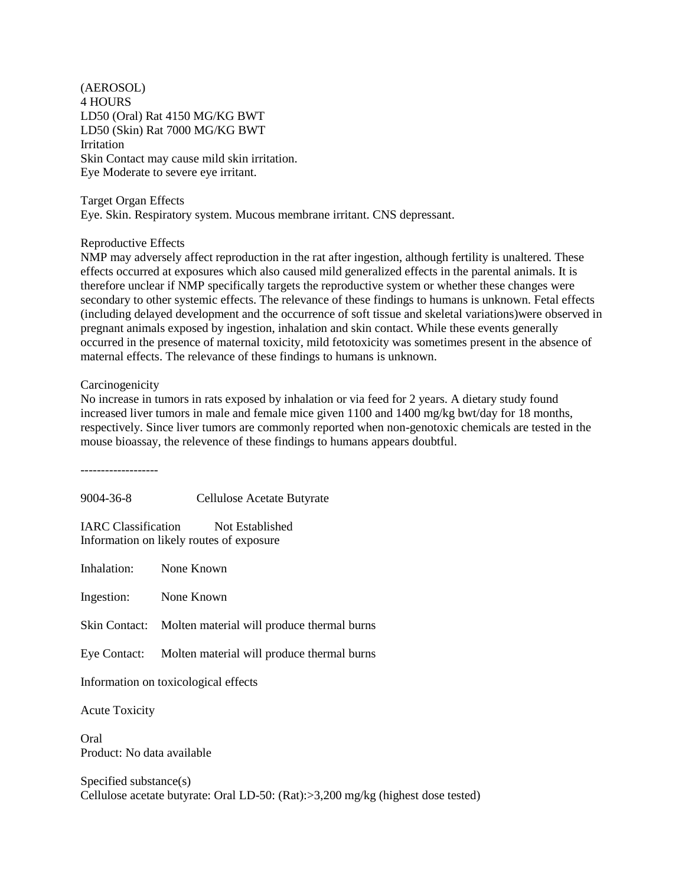(AEROSOL)
4 HOURS
LD50 (Oral) Rat 4150 MG/KG BWT
LD50 (Skin) Rat 7000 MG/KG BWT
Irritation
Skin Contact may cause mild skin irritation.
Eye Moderate to severe eye irritant.

Target Organ Effects
Eye. Skin. Respiratory system. Mucous membrane irritant. CNS depressant.

Reproductive Effects
NMP may adversely affect reproduction in the rat after ingestion, although fertility is unaltered. These effects occurred at exposures which also caused mild generalized effects in the parental animals. It is therefore unclear if NMP specifically targets the reproductive system or whether these changes were secondary to other systemic effects. The relevance of these findings to humans is unknown. Fetal effects (including delayed development and the occurrence of soft tissue and skeletal variations)were observed in pregnant animals exposed by ingestion, inhalation and skin contact. While these events generally occurred in the presence of maternal toxicity, mild fetotoxicity was sometimes present in the absence of maternal effects. The relevance of these findings to humans is unknown.

Carcinogenicity
No increase in tumors in rats exposed by inhalation or via feed for 2 years. A dietary study found increased liver tumors in male and female mice given 1100 and 1400 mg/kg bwt/day for 18 months, respectively. Since liver tumors are commonly reported when non-genotoxic chemicals are tested in the mouse bioassay, the relevence of these findings to humans appears doubtful.

-------------------

9004-36-8 Cellulose Acetate Butyrate

IARC Classification Not Established
Information on likely routes of exposure

Inhalation: None Known

Ingestion: None Known

Skin Contact: Molten material will produce thermal burns

Eye Contact: Molten material will produce thermal burns

Information on toxicological effects

Acute Toxicity

Oral
Product: No data available

Specified substance(s)
Cellulose acetate butyrate: Oral LD-50: (Rat):>3,200 mg/kg (highest dose tested)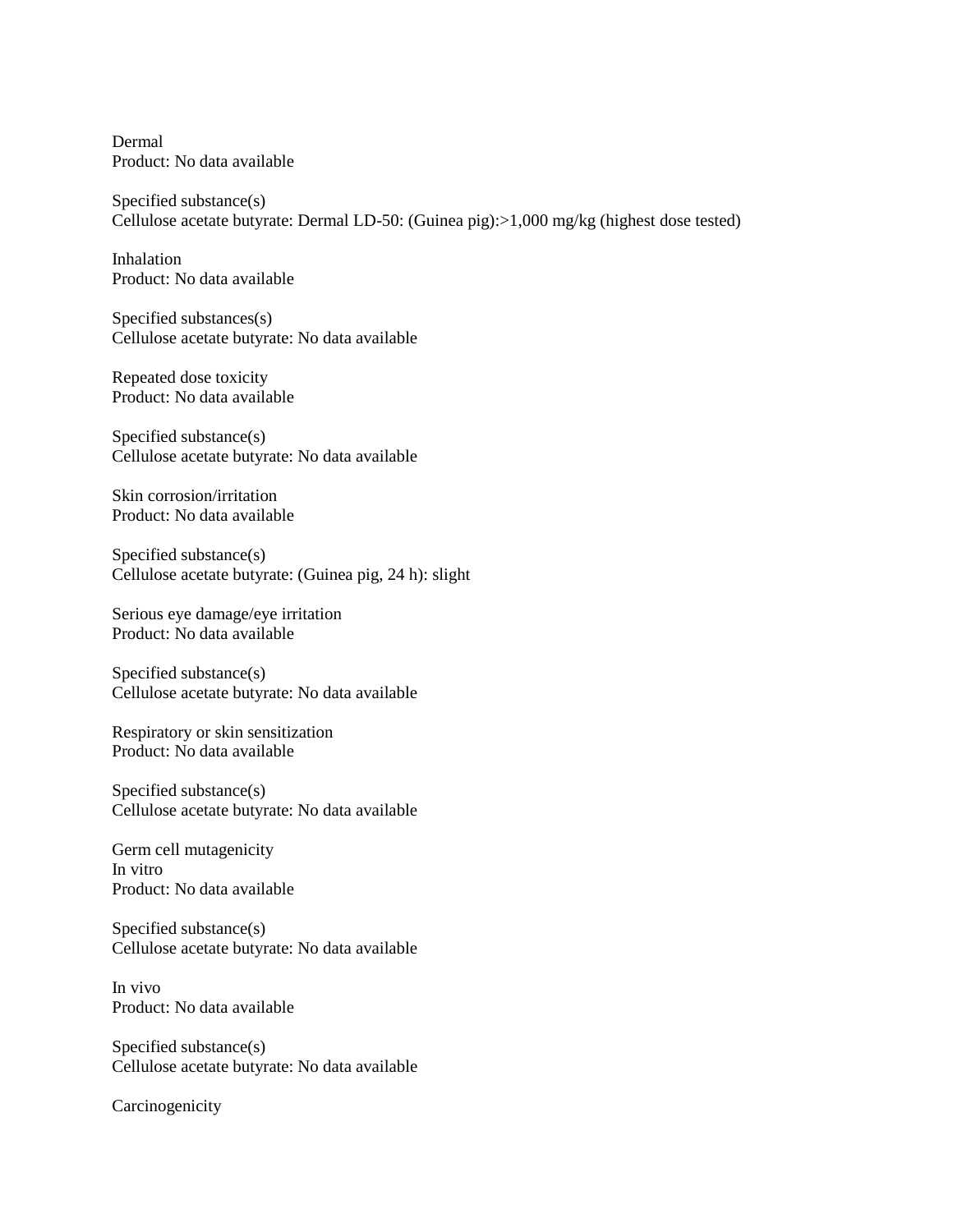Dermal
Product: No data available

Specified substance(s)
Cellulose acetate butyrate: Dermal LD-50: (Guinea pig):>1,000 mg/kg (highest dose tested)

Inhalation
Product: No data available

Specified substances(s)
Cellulose acetate butyrate: No data available

Repeated dose toxicity
Product: No data available

Specified substance(s)
Cellulose acetate butyrate: No data available

Skin corrosion/irritation
Product: No data available

Specified substance(s)
Cellulose acetate butyrate: (Guinea pig, 24 h): slight

Serious eye damage/eye irritation
Product: No data available

Specified substance(s)
Cellulose acetate butyrate: No data available

Respiratory or skin sensitization
Product: No data available

Specified substance(s)
Cellulose acetate butyrate: No data available

Germ cell mutagenicity
In vitro
Product: No data available

Specified substance(s)
Cellulose acetate butyrate: No data available

In vivo
Product: No data available

Specified substance(s)
Cellulose acetate butyrate: No data available

Carcinogenicity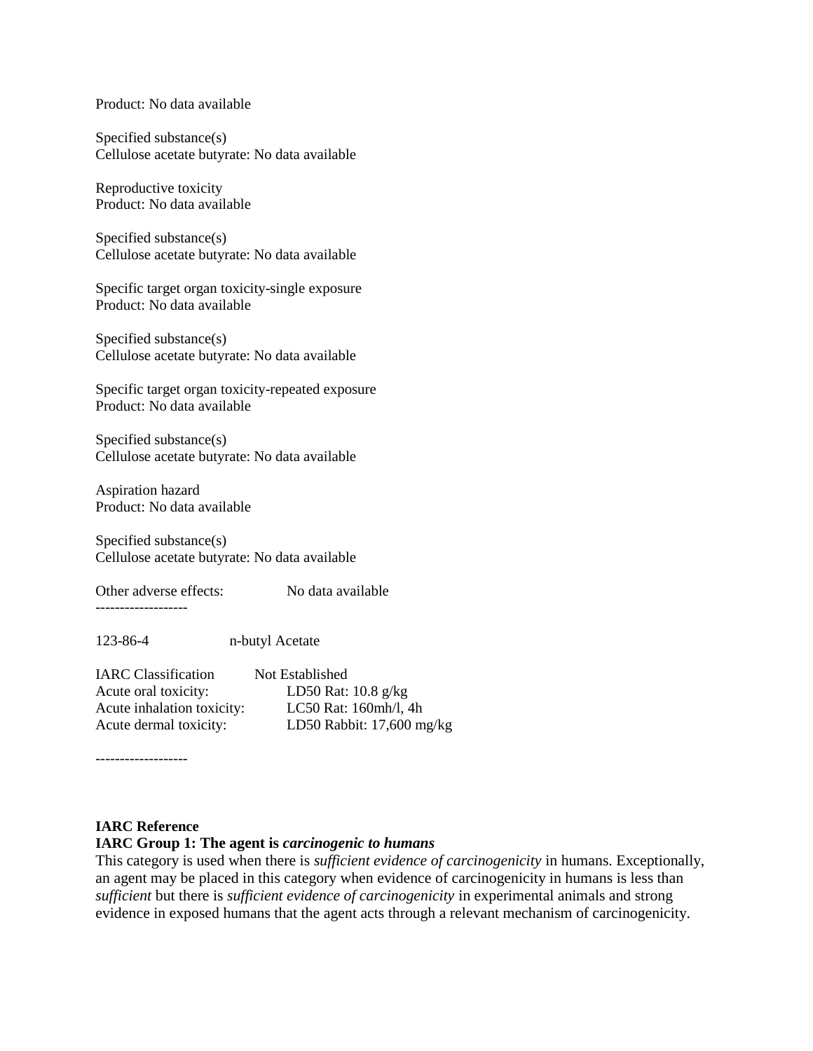Product: No data available

Specified substance(s)
Cellulose acetate butyrate: No data available

Reproductive toxicity
Product: No data available

Specified substance(s)
Cellulose acetate butyrate: No data available

Specific target organ toxicity-single exposure
Product: No data available

Specified substance(s)
Cellulose acetate butyrate: No data available

Specific target organ toxicity-repeated exposure
Product: No data available

Specified substance(s)
Cellulose acetate butyrate: No data available

Aspiration hazard
Product: No data available

Specified substance(s)
Cellulose acetate butyrate: No data available

Other adverse effects: No data available

-------------------

123-86-4 n-butyl Acetate

| | |
|---|---|
| IARC Classification | Not Established |
| Acute oral toxicity: | LD50 Rat: 10.8 g/kg |
| Acute inhalation toxicity: | LC50 Rat: 160mh/l, 4h |
| Acute dermal toxicity: | LD50 Rabbit: 17,600 mg/kg |

-------------------

**IARC Reference**

**IARC Group 1: The agent is *carcinogenic to humans***

This category is used when there is *sufficient evidence of carcinogenicity* in humans. Exceptionally, an agent may be placed in this category when evidence of carcinogenicity in humans is less than *sufficient* but there is *sufficient evidence of carcinogenicity* in experimental animals and strong evidence in exposed humans that the agent acts through a relevant mechanism of carcinogenicity.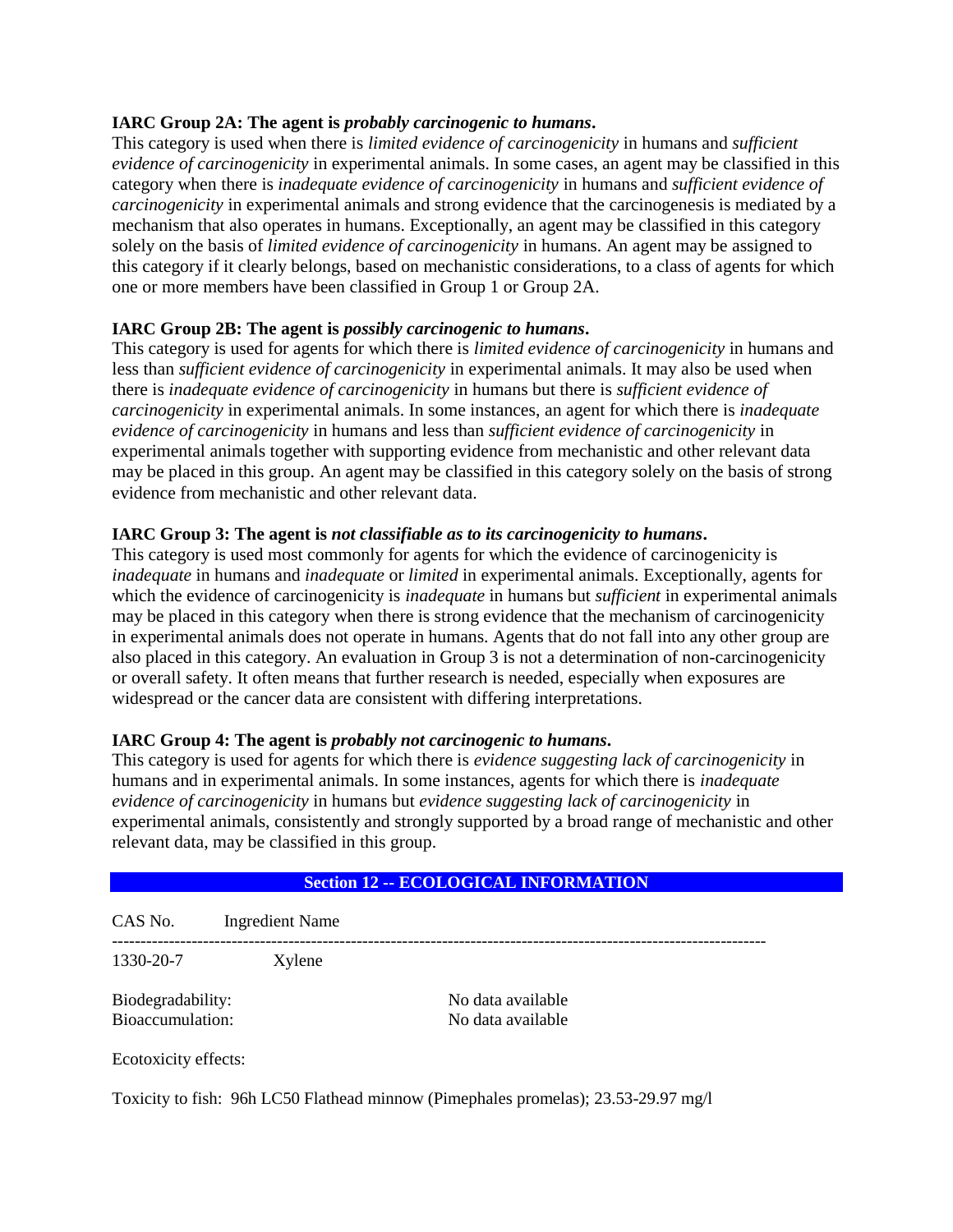**IARC Group 2A: The agent is *probably carcinogenic to humans*.**
This category is used when there is *limited evidence of carcinogenicity* in humans and *sufficient evidence of carcinogenicity* in experimental animals. In some cases, an agent may be classified in this category when there is *inadequate evidence of carcinogenicity* in humans and *sufficient evidence of carcinogenicity* in experimental animals and strong evidence that the carcinogenesis is mediated by a mechanism that also operates in humans. Exceptionally, an agent may be classified in this category solely on the basis of *limited evidence of carcinogenicity* in humans. An agent may be assigned to this category if it clearly belongs, based on mechanistic considerations, to a class of agents for which one or more members have been classified in Group 1 or Group 2A.

**IARC Group 2B: The agent is *possibly carcinogenic to humans*.**
This category is used for agents for which there is *limited evidence of carcinogenicity* in humans and less than *sufficient evidence of carcinogenicity* in experimental animals. It may also be used when there is *inadequate evidence of carcinogenicity* in humans but there is *sufficient evidence of carcinogenicity* in experimental animals. In some instances, an agent for which there is *inadequate evidence of carcinogenicity* in humans and less than *sufficient evidence of carcinogenicity* in experimental animals together with supporting evidence from mechanistic and other relevant data may be placed in this group. An agent may be classified in this category solely on the basis of strong evidence from mechanistic and other relevant data.

**IARC Group 3: The agent is *not classifiable as to its carcinogenicity to humans*.**
This category is used most commonly for agents for which the evidence of carcinogenicity is *inadequate* in humans and *inadequate* or *limited* in experimental animals. Exceptionally, agents for which the evidence of carcinogenicity is *inadequate* in humans but *sufficient* in experimental animals may be placed in this category when there is strong evidence that the mechanism of carcinogenicity in experimental animals does not operate in humans. Agents that do not fall into any other group are also placed in this category. An evaluation in Group 3 is not a determination of non-carcinogenicity or overall safety. It often means that further research is needed, especially when exposures are widespread or the cancer data are consistent with differing interpretations.

**IARC Group 4: The agent is *probably not carcinogenic to humans*.**
This category is used for agents for which there is *evidence suggesting lack of carcinogenicity* in humans and in experimental animals. In some instances, agents for which there is *inadequate evidence of carcinogenicity* in humans but *evidence suggesting lack of carcinogenicity* in experimental animals, consistently and strongly supported by a broad range of mechanistic and other relevant data, may be classified in this group.

## Section 12 -- ECOLOGICAL INFORMATION

| CAS No. | Ingredient Name |
|---|---|
| 1330-20-7 | Xylene |

Biodegradability: No data available
Bioaccumulation: No data available

Ecotoxicity effects:

Toxicity to fish: 96h LC50 Flathead minnow (Pimephales promelas); 23.53-29.97 mg/l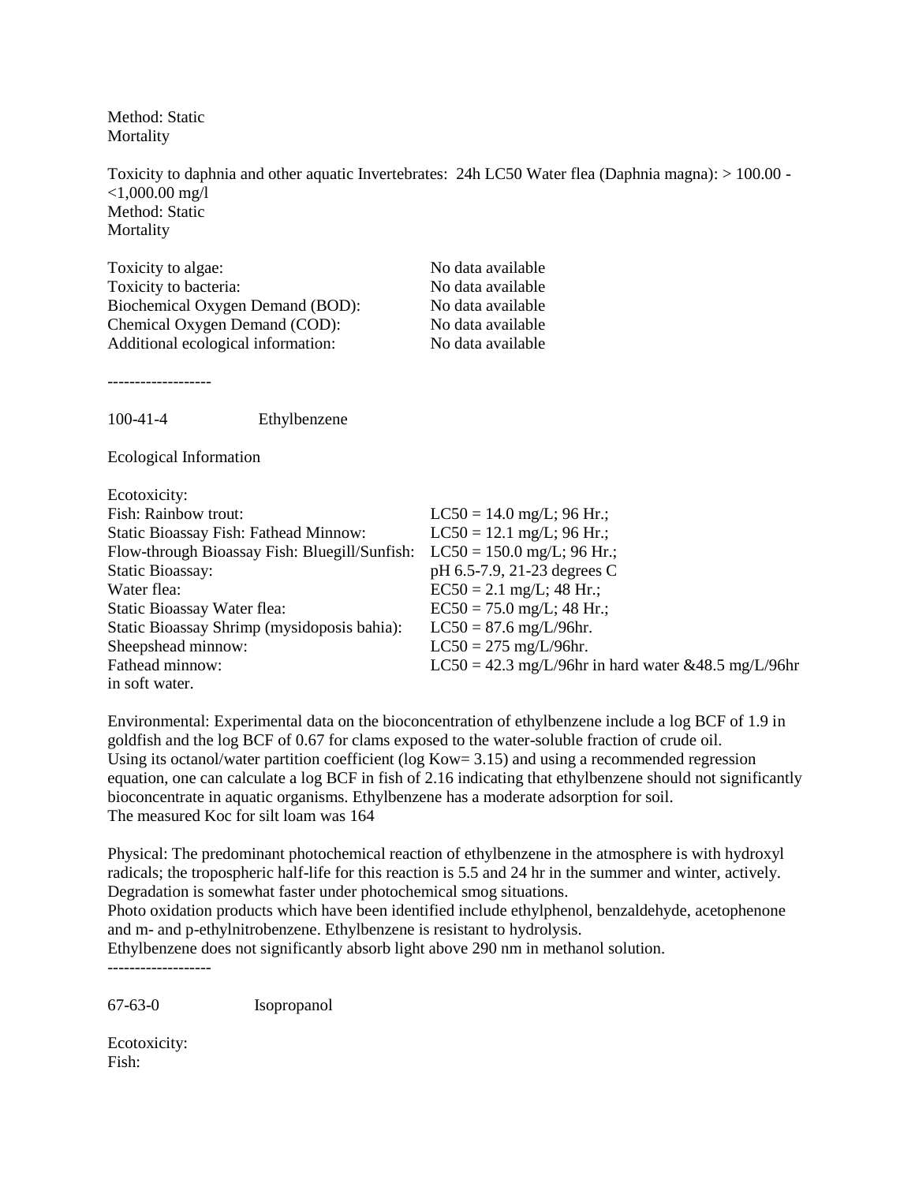Method: Static
Mortality

Toxicity to daphnia and other aquatic Invertebrates: 24h LC50 Water flea (Daphnia magna): > 100.00 - <1,000.00 mg/l
Method: Static
Mortality

| | |
|---|---|
| Toxicity to algae: | No data available |
| Toxicity to bacteria: | No data available |
| Biochemical Oxygen Demand (BOD): | No data available |
| Chemical Oxygen Demand (COD): | No data available |
| Additional ecological information: | No data available |

-------------------

100-41-4 Ethylbenzene

Ecological Information

Ecotoxicity:

| | |
|---|---|
| Fish: Rainbow trout: | LC50 = 14.0 mg/L; 96 Hr.; |
| Static Bioassay Fish: Fathead Minnow: | LC50 = 12.1 mg/L; 96 Hr.; |
| Flow-through Bioassay Fish: Bluegill/Sunfish: | LC50 = 150.0 mg/L; 96 Hr.; |
| Static Bioassay: | pH 6.5-7.9, 21-23 degrees C |
| Water flea: | EC50 = 2.1 mg/L; 48 Hr.; |
| Static Bioassay Water flea: | EC50 = 75.0 mg/L; 48 Hr.; |
| Static Bioassay Shrimp (mysidoposis bahia): | LC50 = 87.6 mg/L/96hr. |
| Sheepshead minnow: | LC50 = 275 mg/L/96hr. |
| Fathead minnow: | LC50 = 42.3 mg/L/96hr in hard water &48.5 mg/L/96hr in soft water. |

Environmental: Experimental data on the bioconcentration of ethylbenzene include a log BCF of 1.9 in goldfish and the log BCF of 0.67 for clams exposed to the water-soluble fraction of crude oil. Using its octanol/water partition coefficient (log Kow= 3.15) and using a recommended regression equation, one can calculate a log BCF in fish of 2.16 indicating that ethylbenzene should not significantly bioconcentrate in aquatic organisms. Ethylbenzene has a moderate adsorption for soil.
The measured Koc for silt loam was 164

Physical: The predominant photochemical reaction of ethylbenzene in the atmosphere is with hydroxyl radicals; the tropospheric half-life for this reaction is 5.5 and 24 hr in the summer and winter, actively. Degradation is somewhat faster under photochemical smog situations.
Photo oxidation products which have been identified include ethylphenol, benzaldehyde, acetophenone and m- and p-ethylnitrobenzene. Ethylbenzene is resistant to hydrolysis.
Ethylbenzene does not significantly absorb light above 290 nm in methanol solution.

-------------------

67-63-0 Isopropanol

Ecotoxicity:
Fish: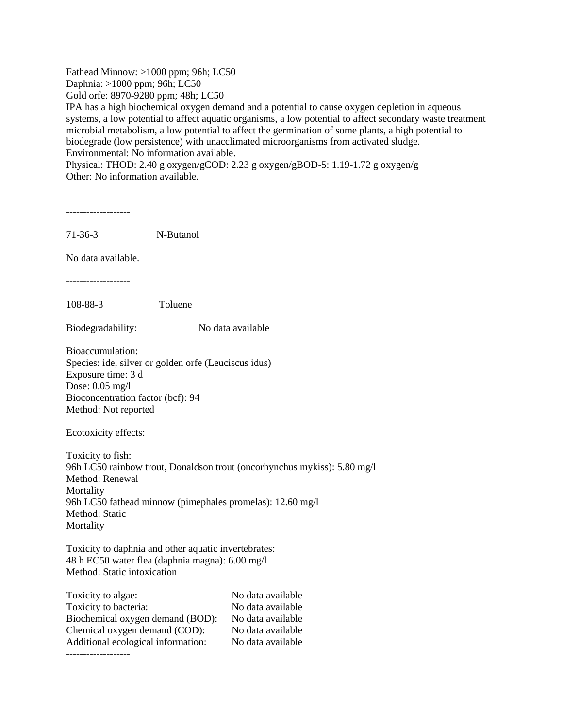Fathead Minnow: >1000 ppm; 96h; LC50
Daphnia: >1000 ppm; 96h; LC50
Gold orfe: 8970-9280 ppm; 48h; LC50
IPA has a high biochemical oxygen demand and a potential to cause oxygen depletion in aqueous systems, a low potential to affect aquatic organisms, a low potential to affect secondary waste treatment microbial metabolism, a low potential to affect the germination of some plants, a high potential to biodegrade (low persistence) with unacclimated microorganisms from activated sludge.
Environmental: No information available.
Physical: THOD: 2.40 g oxygen/gCOD: 2.23 g oxygen/gBOD-5: 1.19-1.72 g oxygen/g
Other: No information available.

-------------------

71-36-3 N-Butanol

No data available.

-------------------

108-88-3 Toluene

Biodegradability: No data available

Bioaccumulation:
Species: ide, silver or golden orfe (Leuciscus idus)
Exposure time: 3 d
Dose: 0.05 mg/l
Bioconcentration factor (bcf): 94
Method: Not reported

Ecotoxicity effects:

Toxicity to fish:
96h LC50 rainbow trout, Donaldson trout (oncorhynchus mykiss): 5.80 mg/l
Method: Renewal
Mortality
96h LC50 fathead minnow (pimephales promelas): 12.60 mg/l
Method: Static
Mortality

Toxicity to daphnia and other aquatic invertebrates:
48 h EC50 water flea (daphnia magna): 6.00 mg/l
Method: Static intoxication

Toxicity to algae: No data available
Toxicity to bacteria: No data available
Biochemical oxygen demand (BOD): No data available
Chemical oxygen demand (COD): No data available
Additional ecological information: No data available

-------------------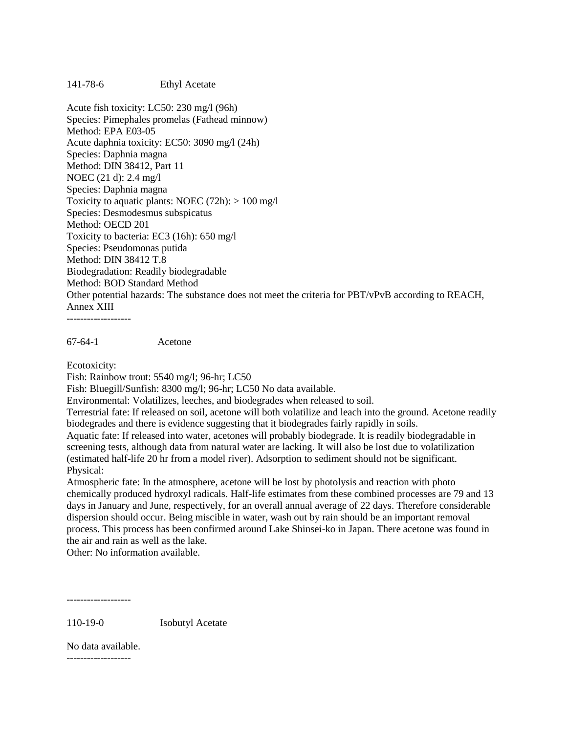141-78-6 Ethyl Acetate

Acute fish toxicity: LC50: 230 mg/l (96h)
Species: Pimephales promelas (Fathead minnow)
Method: EPA E03-05
Acute daphnia toxicity: EC50: 3090 mg/l (24h)
Species: Daphnia magna
Method: DIN 38412, Part 11
NOEC (21 d): 2.4 mg/l
Species: Daphnia magna
Toxicity to aquatic plants: NOEC (72h): > 100 mg/l
Species: Desmodesmus subspicatus
Method: OECD 201
Toxicity to bacteria: EC3 (16h): 650 mg/l
Species: Pseudomonas putida
Method: DIN 38412 T.8
Biodegradation: Readily biodegradable
Method: BOD Standard Method
Other potential hazards: The substance does not meet the criteria for PBT/vPvB according to REACH, Annex XIII

-------------------

67-64-1 Acetone

Ecotoxicity:
Fish: Rainbow trout: 5540 mg/l; 96-hr; LC50
Fish: Bluegill/Sunfish: 8300 mg/l; 96-hr; LC50 No data available.
Environmental: Volatilizes, leeches, and biodegrades when released to soil.
Terrestrial fate: If released on soil, acetone will both volatilize and leach into the ground. Acetone readily biodegrades and there is evidence suggesting that it biodegrades fairly rapidly in soils.
Aquatic fate: If released into water, acetones will probably biodegrade. It is readily biodegradable in screening tests, although data from natural water are lacking. It will also be lost due to volatilization (estimated half-life 20 hr from a model river). Adsorption to sediment should not be significant.
Physical:
Atmospheric fate: In the atmosphere, acetone will be lost by photolysis and reaction with photo chemically produced hydroxyl radicals. Half-life estimates from these combined processes are 79 and 13 days in January and June, respectively, for an overall annual average of 22 days. Therefore considerable dispersion should occur. Being miscible in water, wash out by rain should be an important removal process. This process has been confirmed around Lake Shinsei-ko in Japan. There acetone was found in the air and rain as well as the lake.
Other: No information available.

-------------------

110-19-0 Isobutyl Acetate

No data available.

-------------------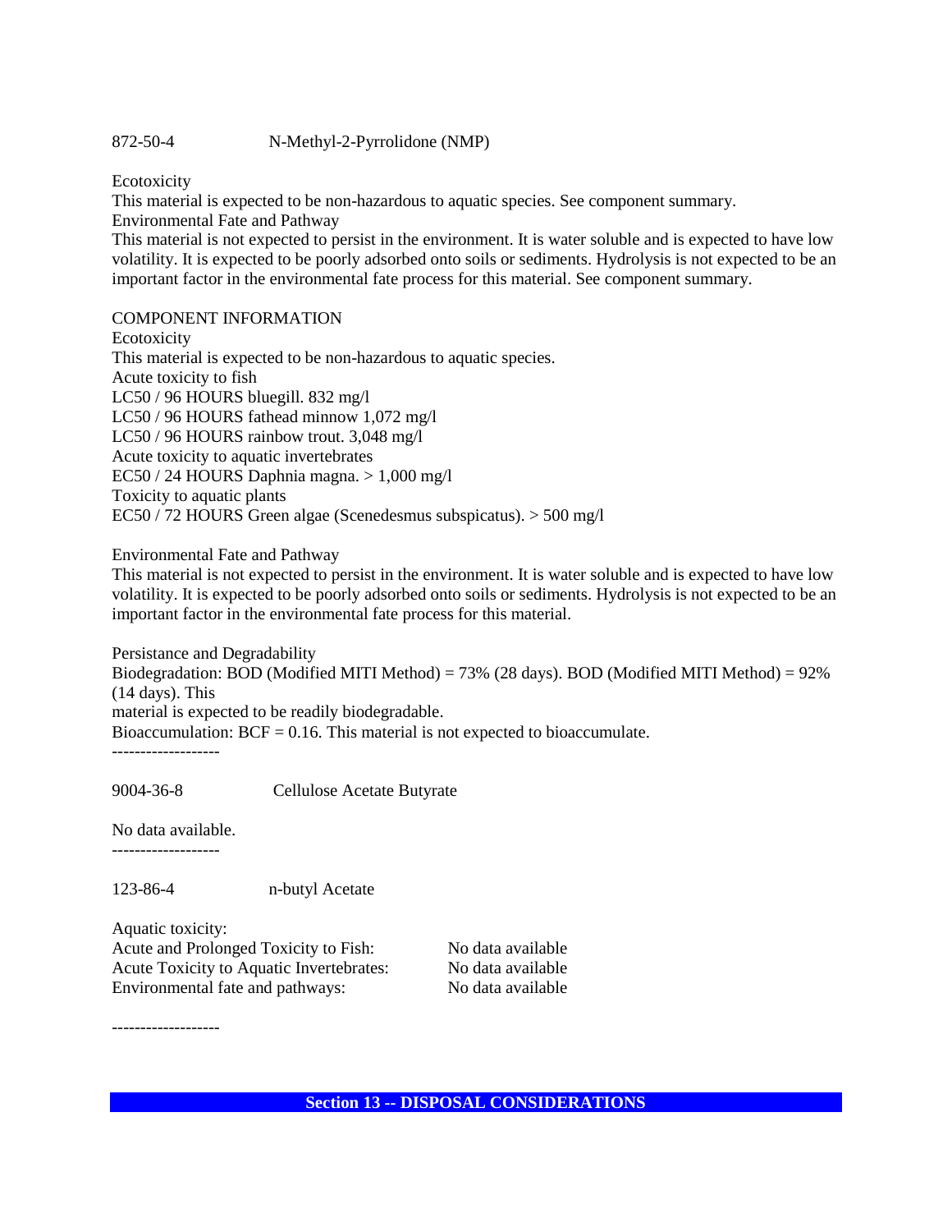872-50-4 N-Methyl-2-Pyrrolidone (NMP)

Ecotoxicity
This material is expected to be non-hazardous to aquatic species. See component summary.
Environmental Fate and Pathway
This material is not expected to persist in the environment. It is water soluble and is expected to have low volatility. It is expected to be poorly adsorbed onto soils or sediments. Hydrolysis is not expected to be an important factor in the environmental fate process for this material. See component summary.

COMPONENT INFORMATION
Ecotoxicity
This material is expected to be non-hazardous to aquatic species.
Acute toxicity to fish
LC50 / 96 HOURS bluegill. 832 mg/l
LC50 / 96 HOURS fathead minnow 1,072 mg/l
LC50 / 96 HOURS rainbow trout. 3,048 mg/l
Acute toxicity to aquatic invertebrates
EC50 / 24 HOURS Daphnia magna. > 1,000 mg/l
Toxicity to aquatic plants
EC50 / 72 HOURS Green algae (Scenedesmus subspicatus). > 500 mg/l

Environmental Fate and Pathway
This material is not expected to persist in the environment. It is water soluble and is expected to have low volatility. It is expected to be poorly adsorbed onto soils or sediments. Hydrolysis is not expected to be an important factor in the environmental fate process for this material.

Persistance and Degradability
Biodegradation: BOD (Modified MITI Method) = 73% (28 days). BOD (Modified MITI Method) = 92% (14 days). This
material is expected to be readily biodegradable.
Bioaccumulation: BCF = 0.16. This material is not expected to bioaccumulate.

-------------------

9004-36-8 Cellulose Acetate Butyrate

No data available.

-------------------

123-86-4 n-butyl Acetate

Aquatic toxicity:

| | |
|---|---|
| Acute and Prolonged Toxicity to Fish: | No data available |
| Acute Toxicity to Aquatic Invertebrates: | No data available |
| Environmental fate and pathways: | No data available |

-------------------

## Section 13 -- DISPOSAL CONSIDERATIONS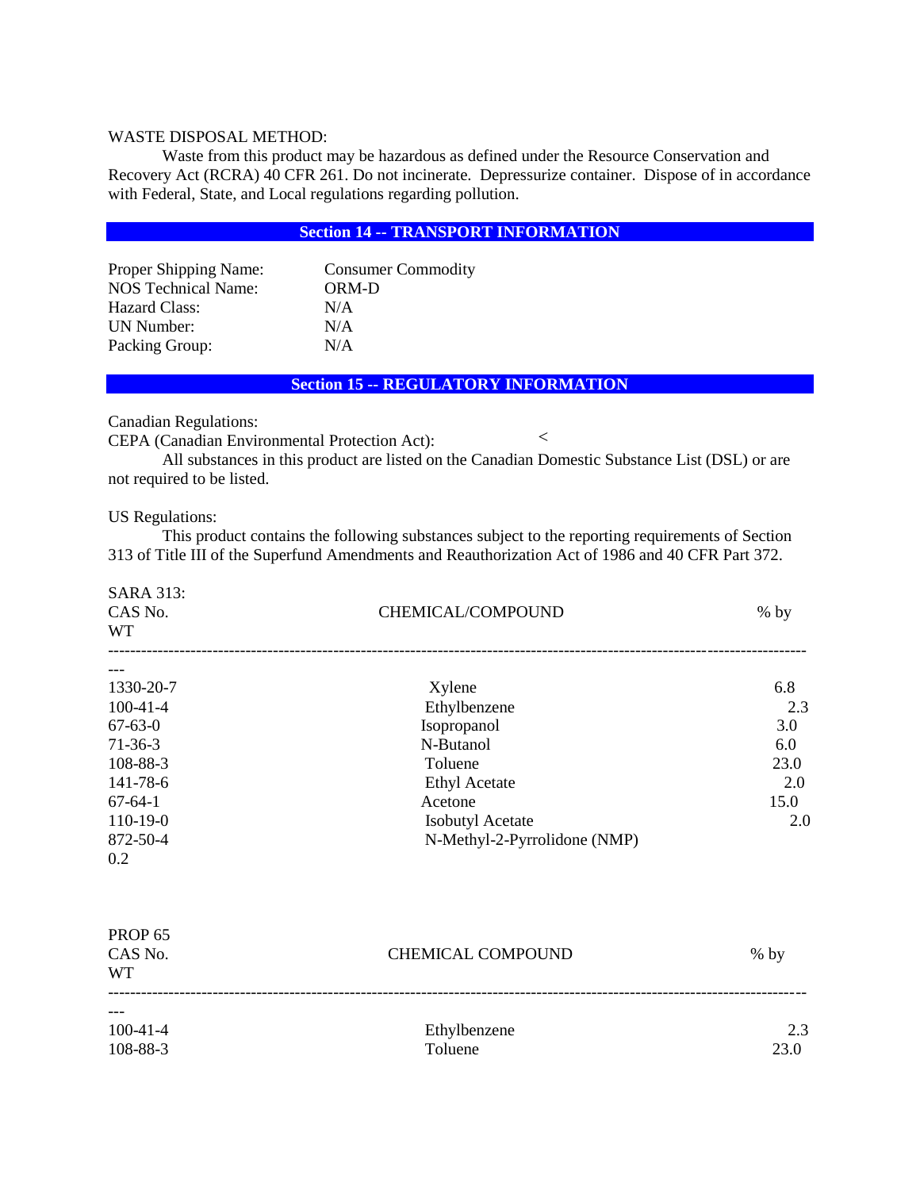WASTE DISPOSAL METHOD:

Waste from this product may be hazardous as defined under the Resource Conservation and Recovery Act (RCRA) 40 CFR 261. Do not incinerate. Depressurize container. Dispose of in accordance with Federal, State, and Local regulations regarding pollution.

## Section 14 -- TRANSPORT INFORMATION

| | |
|---|---|
| Proper Shipping Name: | Consumer Commodity |
| NOS Technical Name: | ORM-D |
| Hazard Class: | N/A |
| UN Number: | N/A |
| Packing Group: | N/A |

## Section 15 -- REGULATORY INFORMATION

Canadian Regulations:

CEPA (Canadian Environmental Protection Act): <

All substances in this product are listed on the Canadian Domestic Substance List (DSL) or are not required to be listed.

US Regulations:

This product contains the following substances subject to the reporting requirements of Section 313 of Title III of the Superfund Amendments and Reauthorization Act of 1986 and 40 CFR Part 372.

SARA 313:

| CAS No. | CHEMICAL/COMPOUND | % by WT |
|---|---|---|
| 1330-20-7 | Xylene | 6.8 |
| 100-41-4 | Ethylbenzene | 2.3 |
| 67-63-0 | Isopropanol | 3.0 |
| 71-36-3 | N-Butanol | 6.0 |
| 108-88-3 | Toluene | 23.0 |
| 141-78-6 | Ethyl Acetate | 2.0 |
| 67-64-1 | Acetone | 15.0 |
| 110-19-0 | Isobutyl Acetate | 2.0 |
| 872-50-4 | N-Methyl-2-Pyrrolidone (NMP) | 0.2 |

PROP 65

| CAS No. | CHEMICAL COMPOUND | % by WT |
|---|---|---|
| 100-41-4 | Ethylbenzene | 2.3 |
| 108-88-3 | Toluene | 23.0 |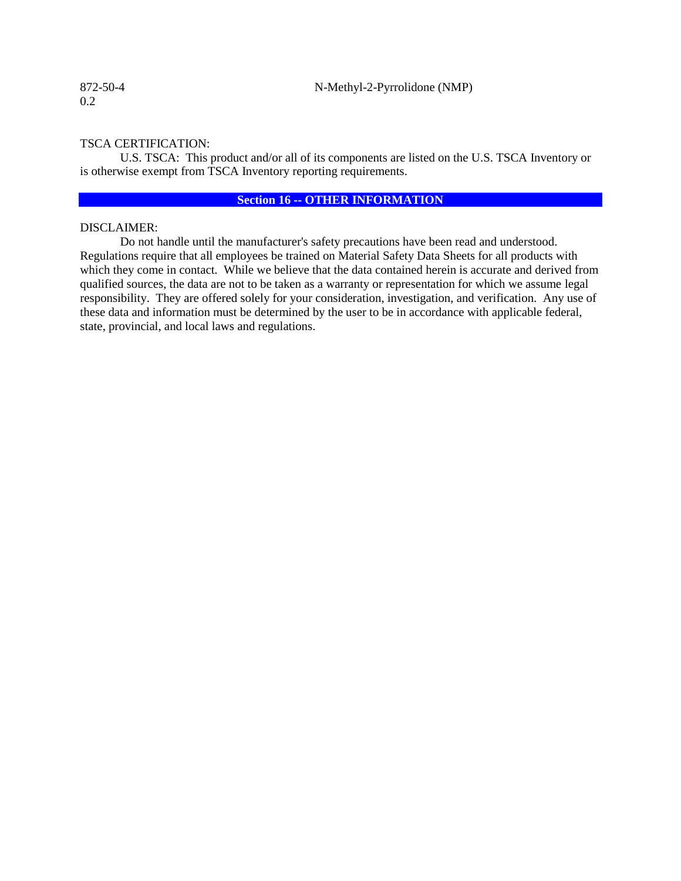872-50-4 N-Methyl-2-Pyrrolidone (NMP)
0.2

TSCA CERTIFICATION:

U.S. TSCA: This product and/or all of its components are listed on the U.S. TSCA Inventory or is otherwise exempt from TSCA Inventory reporting requirements.

## Section 16 -- OTHER INFORMATION

DISCLAIMER:

Do not handle until the manufacturer's safety precautions have been read and understood. Regulations require that all employees be trained on Material Safety Data Sheets for all products with which they come in contact. While we believe that the data contained herein is accurate and derived from qualified sources, the data are not to be taken as a warranty or representation for which we assume legal responsibility. They are offered solely for your consideration, investigation, and verification. Any use of these data and information must be determined by the user to be in accordance with applicable federal, state, provincial, and local laws and regulations.